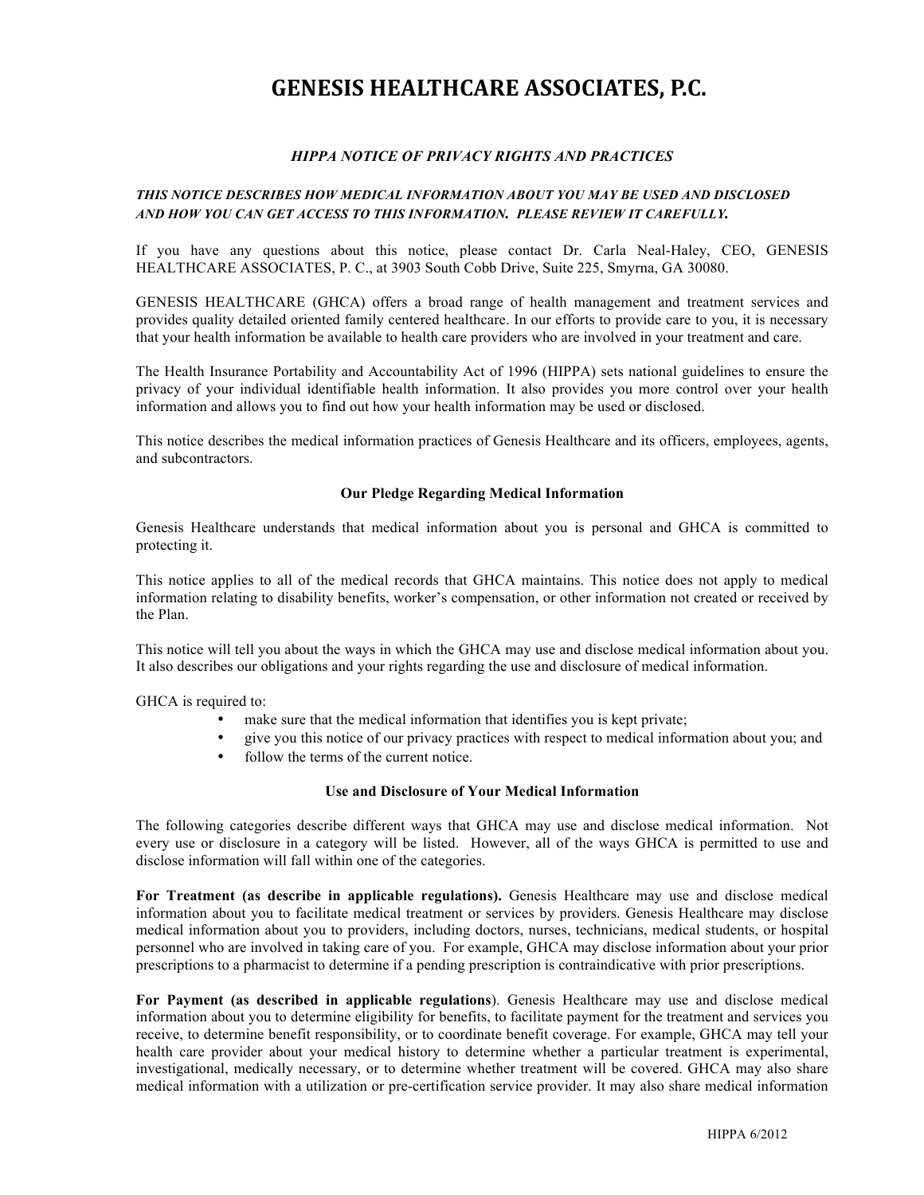# GENESIS HEALTHCARE ASSOCIATES, P.C.

***HIPPA NOTICE OF PRIVACY RIGHTS AND PRACTICES***

***THIS NOTICE DESCRIBES HOW MEDICAL INFORMATION ABOUT YOU MAY BE USED AND DISCLOSED AND HOW YOU CAN GET ACCESS TO THIS INFORMATION. PLEASE REVIEW IT CAREFULLY.***

If you have any questions about this notice, please contact Dr. Carla Neal-Haley, CEO, GENESIS HEALTHCARE ASSOCIATES, P. C., at 3903 South Cobb Drive, Suite 225, Smyrna, GA 30080.

GENESIS HEALTHCARE (GHCA) offers a broad range of health management and treatment services and provides quality detailed oriented family centered healthcare. In our efforts to provide care to you, it is necessary that your health information be available to health care providers who are involved in your treatment and care.

The Health Insurance Portability and Accountability Act of 1996 (HIPPA) sets national guidelines to ensure the privacy of your individual identifiable health information. It also provides you more control over your health information and allows you to find out how your health information may be used or disclosed.

This notice describes the medical information practices of Genesis Healthcare and its officers, employees, agents, and subcontractors.

**Our Pledge Regarding Medical Information**

Genesis Healthcare understands that medical information about you is personal and GHCA is committed to protecting it.

This notice applies to all of the medical records that GHCA maintains. This notice does not apply to medical information relating to disability benefits, worker's compensation, or other information not created or received by the Plan.

This notice will tell you about the ways in which the GHCA may use and disclose medical information about you. It also describes our obligations and your rights regarding the use and disclosure of medical information.

GHCA is required to:

- make sure that the medical information that identifies you is kept private;
- give you this notice of our privacy practices with respect to medical information about you; and
- follow the terms of the current notice.

**Use and Disclosure of Your Medical Information**

The following categories describe different ways that GHCA may use and disclose medical information. Not every use or disclosure in a category will be listed. However, all of the ways GHCA is permitted to use and disclose information will fall within one of the categories.

**For Treatment (as describe in applicable regulations).** Genesis Healthcare may use and disclose medical information about you to facilitate medical treatment or services by providers. Genesis Healthcare may disclose medical information about you to providers, including doctors, nurses, technicians, medical students, or hospital personnel who are involved in taking care of you. For example, GHCA may disclose information about your prior prescriptions to a pharmacist to determine if a pending prescription is contraindicative with prior prescriptions.

**For Payment (as described in applicable regulations**). Genesis Healthcare may use and disclose medical information about you to determine eligibility for benefits, to facilitate payment for the treatment and services you receive, to determine benefit responsibility, or to coordinate benefit coverage. For example, GHCA may tell your health care provider about your medical history to determine whether a particular treatment is experimental, investigational, medically necessary, or to determine whether treatment will be covered. GHCA may also share medical information with a utilization or pre-certification service provider. It may also share medical information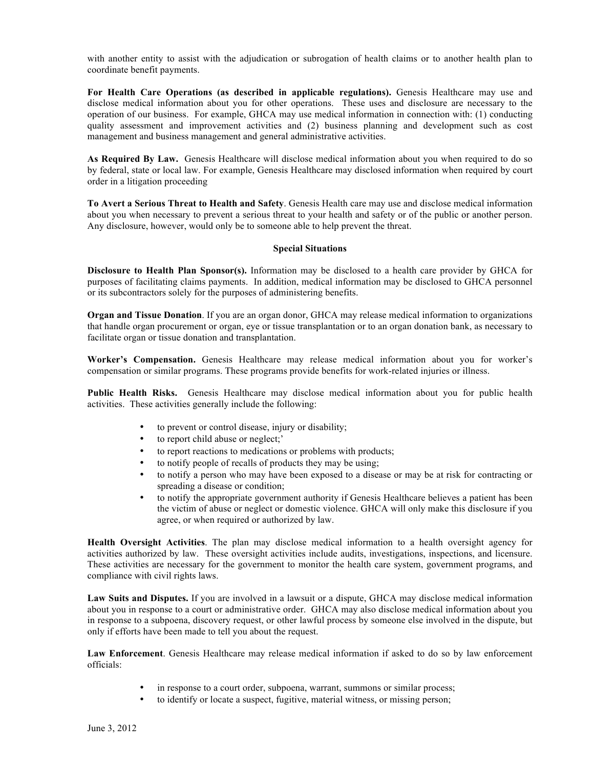with another entity to assist with the adjudication or subrogation of health claims or to another health plan to coordinate benefit payments.

**For Health Care Operations (as described in applicable regulations).** Genesis Healthcare may use and disclose medical information about you for other operations. These uses and disclosure are necessary to the operation of our business. For example, GHCA may use medical information in connection with: (1) conducting quality assessment and improvement activities and (2) business planning and development such as cost management and business management and general administrative activities.

**As Required By Law.** Genesis Healthcare will disclose medical information about you when required to do so by federal, state or local law. For example, Genesis Healthcare may disclosed information when required by court order in a litigation proceeding

**To Avert a Serious Threat to Health and Safety**. Genesis Health care may use and disclose medical information about you when necessary to prevent a serious threat to your health and safety or of the public or another person. Any disclosure, however, would only be to someone able to help prevent the threat.

**Special Situations**

**Disclosure to Health Plan Sponsor(s).** Information may be disclosed to a health care provider by GHCA for purposes of facilitating claims payments. In addition, medical information may be disclosed to GHCA personnel or its subcontractors solely for the purposes of administering benefits.

**Organ and Tissue Donation**. If you are an organ donor, GHCA may release medical information to organizations that handle organ procurement or organ, eye or tissue transplantation or to an organ donation bank, as necessary to facilitate organ or tissue donation and transplantation.

**Worker's Compensation.** Genesis Healthcare may release medical information about you for worker's compensation or similar programs. These programs provide benefits for work-related injuries or illness.

**Public Health Risks.** Genesis Healthcare may disclose medical information about you for public health activities. These activities generally include the following:

- to prevent or control disease, injury or disability;
- to report child abuse or neglect;'
- to report reactions to medications or problems with products;
- to notify people of recalls of products they may be using;
- to notify a person who may have been exposed to a disease or may be at risk for contracting or spreading a disease or condition;
- to notify the appropriate government authority if Genesis Healthcare believes a patient has been the victim of abuse or neglect or domestic violence. GHCA will only make this disclosure if you agree, or when required or authorized by law.

**Health Oversight Activities**. The plan may disclose medical information to a health oversight agency for activities authorized by law. These oversight activities include audits, investigations, inspections, and licensure. These activities are necessary for the government to monitor the health care system, government programs, and compliance with civil rights laws.

**Law Suits and Disputes.** If you are involved in a lawsuit or a dispute, GHCA may disclose medical information about you in response to a court or administrative order. GHCA may also disclose medical information about you in response to a subpoena, discovery request, or other lawful process by someone else involved in the dispute, but only if efforts have been made to tell you about the request.

**Law Enforcement**. Genesis Healthcare may release medical information if asked to do so by law enforcement officials:

- in response to a court order, subpoena, warrant, summons or similar process;
- to identify or locate a suspect, fugitive, material witness, or missing person;

June 3, 2012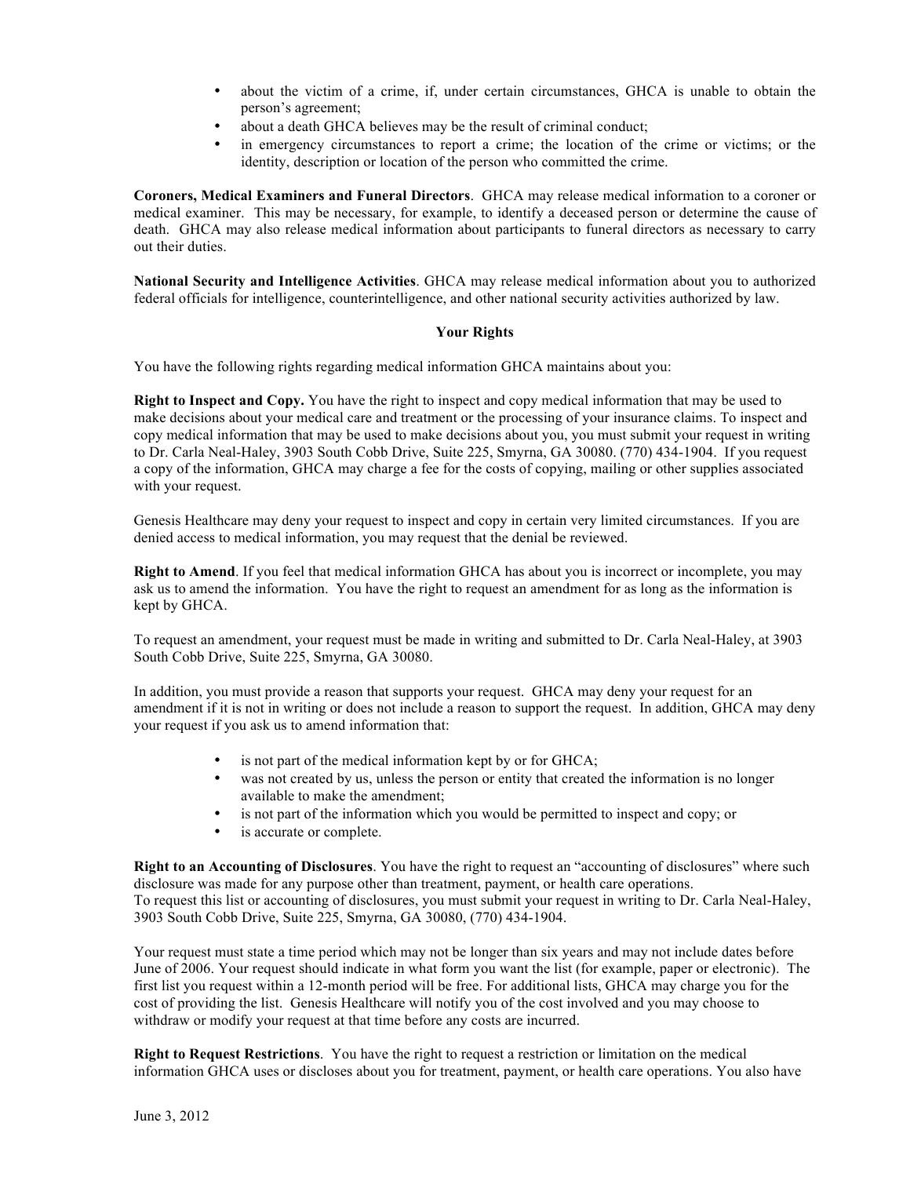- about the victim of a crime, if, under certain circumstances, GHCA is unable to obtain the person's agreement;
- about a death GHCA believes may be the result of criminal conduct;
- in emergency circumstances to report a crime; the location of the crime or victims; or the identity, description or location of the person who committed the crime.

**Coroners, Medical Examiners and Funeral Directors**. GHCA may release medical information to a coroner or medical examiner. This may be necessary, for example, to identify a deceased person or determine the cause of death. GHCA may also release medical information about participants to funeral directors as necessary to carry out their duties.

**National Security and Intelligence Activities**. GHCA may release medical information about you to authorized federal officials for intelligence, counterintelligence, and other national security activities authorized by law.

**Your Rights**

You have the following rights regarding medical information GHCA maintains about you:

**Right to Inspect and Copy.** You have the right to inspect and copy medical information that may be used to make decisions about your medical care and treatment or the processing of your insurance claims. To inspect and copy medical information that may be used to make decisions about you, you must submit your request in writing to Dr. Carla Neal-Haley, 3903 South Cobb Drive, Suite 225, Smyrna, GA 30080. (770) 434-1904. If you request a copy of the information, GHCA may charge a fee for the costs of copying, mailing or other supplies associated with your request.

Genesis Healthcare may deny your request to inspect and copy in certain very limited circumstances. If you are denied access to medical information, you may request that the denial be reviewed.

**Right to Amend**. If you feel that medical information GHCA has about you is incorrect or incomplete, you may ask us to amend the information. You have the right to request an amendment for as long as the information is kept by GHCA.

To request an amendment, your request must be made in writing and submitted to Dr. Carla Neal-Haley, at 3903 South Cobb Drive, Suite 225, Smyrna, GA 30080.

In addition, you must provide a reason that supports your request. GHCA may deny your request for an amendment if it is not in writing or does not include a reason to support the request. In addition, GHCA may deny your request if you ask us to amend information that:

- is not part of the medical information kept by or for GHCA;
- was not created by us, unless the person or entity that created the information is no longer available to make the amendment;
- is not part of the information which you would be permitted to inspect and copy; or
- is accurate or complete.

**Right to an Accounting of Disclosures**. You have the right to request an "accounting of disclosures" where such disclosure was made for any purpose other than treatment, payment, or health care operations.
To request this list or accounting of disclosures, you must submit your request in writing to Dr. Carla Neal-Haley, 3903 South Cobb Drive, Suite 225, Smyrna, GA 30080, (770) 434-1904.

Your request must state a time period which may not be longer than six years and may not include dates before June of 2006. Your request should indicate in what form you want the list (for example, paper or electronic). The first list you request within a 12-month period will be free. For additional lists, GHCA may charge you for the cost of providing the list. Genesis Healthcare will notify you of the cost involved and you may choose to withdraw or modify your request at that time before any costs are incurred.

**Right to Request Restrictions**. You have the right to request a restriction or limitation on the medical information GHCA uses or discloses about you for treatment, payment, or health care operations. You also have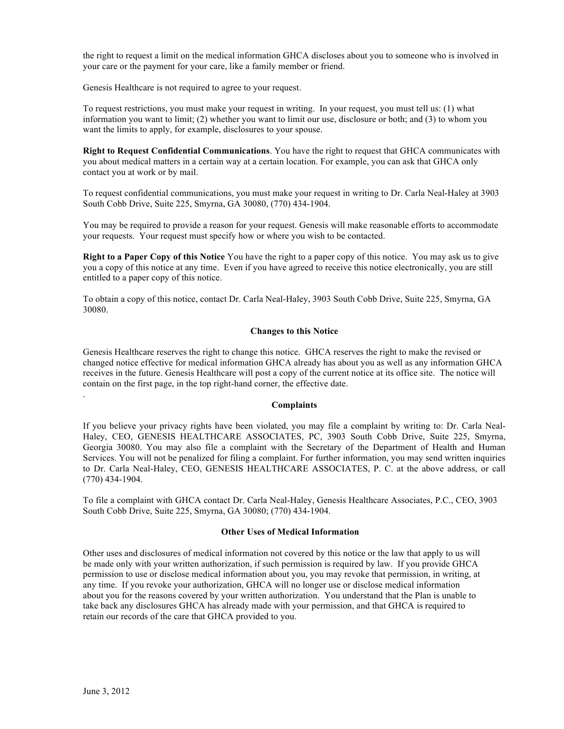the right to request a limit on the medical information GHCA discloses about you to someone who is involved in your care or the payment for your care, like a family member or friend.

Genesis Healthcare is not required to agree to your request.

To request restrictions, you must make your request in writing. In your request, you must tell us: (1) what information you want to limit; (2) whether you want to limit our use, disclosure or both; and (3) to whom you want the limits to apply, for example, disclosures to your spouse.

**Right to Request Confidential Communications**. You have the right to request that GHCA communicates with you about medical matters in a certain way at a certain location. For example, you can ask that GHCA only contact you at work or by mail.

To request confidential communications, you must make your request in writing to Dr. Carla Neal-Haley at 3903 South Cobb Drive, Suite 225, Smyrna, GA 30080, (770) 434-1904.

You may be required to provide a reason for your request. Genesis will make reasonable efforts to accommodate your requests. Your request must specify how or where you wish to be contacted.

**Right to a Paper Copy of this Notice** You have the right to a paper copy of this notice. You may ask us to give you a copy of this notice at any time. Even if you have agreed to receive this notice electronically, you are still entitled to a paper copy of this notice.

To obtain a copy of this notice, contact Dr. Carla Neal-Haley, 3903 South Cobb Drive, Suite 225, Smyrna, GA 30080.

**Changes to this Notice**

Genesis Healthcare reserves the right to change this notice. GHCA reserves the right to make the revised or changed notice effective for medical information GHCA already has about you as well as any information GHCA receives in the future. Genesis Healthcare will post a copy of the current notice at its office site. The notice will contain on the first page, in the top right-hand corner, the effective date.

.

**Complaints**

If you believe your privacy rights have been violated, you may file a complaint by writing to: Dr. Carla Neal-Haley, CEO, GENESIS HEALTHCARE ASSOCIATES, PC, 3903 South Cobb Drive, Suite 225, Smyrna, Georgia 30080. You may also file a complaint with the Secretary of the Department of Health and Human Services. You will not be penalized for filing a complaint. For further information, you may send written inquiries to Dr. Carla Neal-Haley, CEO, GENESIS HEALTHCARE ASSOCIATES, P. C. at the above address, or call (770) 434-1904.

To file a complaint with GHCA contact Dr. Carla Neal-Haley, Genesis Healthcare Associates, P.C., CEO, 3903 South Cobb Drive, Suite 225, Smyrna, GA 30080; (770) 434-1904.

**Other Uses of Medical Information**

Other uses and disclosures of medical information not covered by this notice or the law that apply to us will be made only with your written authorization, if such permission is required by law. If you provide GHCA permission to use or disclose medical information about you, you may revoke that permission, in writing, at any time. If you revoke your authorization, GHCA will no longer use or disclose medical information about you for the reasons covered by your written authorization. You understand that the Plan is unable to take back any disclosures GHCA has already made with your permission, and that GHCA is required to retain our records of the care that GHCA provided to you.

June 3, 2012